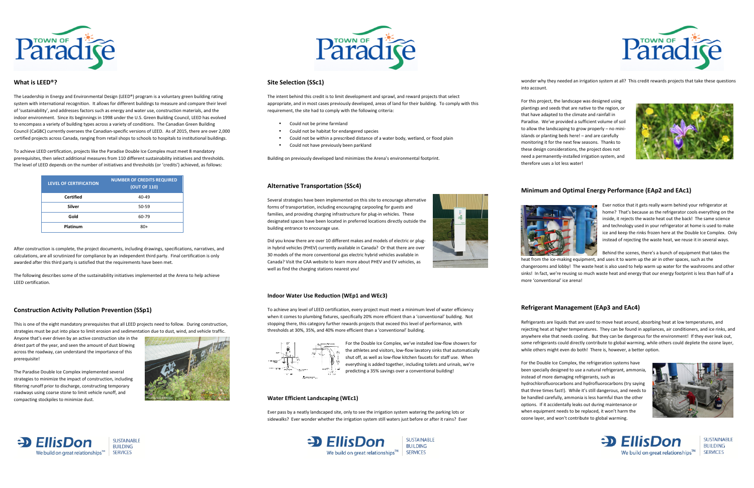## What is LEED®?

The Leadership in Energy and Environmental Design (LEED®) program is a voluntary green building rating system with international recognition. It allows for different buildings to measure and compare their level of 'sustainability', and addresses factors such as energy and water use, construction materials, and the indoor environment. Since its beginnings in 1998 under the U.S. Green Building Council, LEED has evolved to encompass a variety of building types across a variety of conditions. The Canadian Green Building Council (CaGBC) currently oversees the Canadian-specific versions of LEED. As of 2015, there are over 2,000 certified projects across Canada, ranging from retail shops to schools to hospitals to institutional buildings.

To achieve LEED certification, projects like the Paradise Double Ice Complex must meet 8 mandatory prerequisites, then select additional measures from 110 different sustainability initiatives and thresholds. The level of LEED depends on the number of initiatives and thresholds (or 'credits') achieved, as follows:

| LEVEL OF CERTIFICATION | NUMBER OF CREDITS REQUIRED (OUT OF 110) |
|---|---|
| Certified | 40-49 |
| Silver | 50-59 |
| Gold | 60-79 |
| Platinum | 80+ |

After construction is complete, the project documents, including drawings, specifications, narratives, and calculations, are all scrutinized for compliance by an independent third party. Final certification is only awarded after this third party is satisfied that the requirements have been met.

The following describes some of the sustainability initiatives implemented at the Arena to help achieve LEED certification.

## Construction Activity Pollution Prevention (SSp1)

This is one of the eight mandatory prerequisites that all LEED projects need to follow. During construction, strategies must be put into place to limit erosion and sedimentation due to dust, wind, and vehicle traffic. Anyone that's ever driven by an active construction site in the driest part of the year, and seen the amount of dust blowing across the roadway, can understand the importance of this prerequisite!

The Paradise Double Ice Complex implemented several strategies to minimize the impact of construction, including filtering runoff prior to discharge, constructing temporary roadways using coarse stone to limit vehicle runoff, and compacting stockpiles to minimize dust.

## Site Selection (SSc1)

The intent behind this credit is to limit development and sprawl, and reward projects that select appropriate, and in most cases previously developed, areas of land for their building. To comply with this requirement, the site had to comply with the following criteria:

- Could not be prime farmland
- Could not be habitat for endangered species
- Could not be within a prescribed distance of a water body, wetland, or flood plain
- Could not have previously been parkland

Building on previously developed land minimizes the Arena's environmental footprint.

## Alternative Transportation (SSc4)

Several strategies have been implemented on this site to encourage alternative forms of transportation, including encouraging carpooling for guests and families, and providing charging infrastructure for plug-in vehicles. These designated spaces have been located in preferred locations directly outside the building entrance to encourage use.

Did you know there are over 10 different makes and models of electric or plug-in hybrid vehicles (PHEV) currently available in Canada? Or that there are over 30 models of the more conventional gas electric hybrid vehicles available in Canada? Visit the CAA website to learn more about PHEV and EV vehicles, as well as find the charging stations nearest you!

## Indoor Water Use Reduction (WEp1 and WEc3)

To achieve any level of LEED certification, every project must meet a minimum level of water efficiency when it comes to plumbing fixtures, specifically 20% more efficient than a 'conventional' building. Not stopping there, this category further rewards projects that exceed this level of performance, with thresholds at 30%, 35%, and 40% more efficient than a 'conventional' building.

For the Double Ice Complex, we've installed low-flow showers for the athletes and visitors, low-flow lavatory sinks that automatically shut off, as well as low-flow kitchen faucets for staff use. When everything is added together, including toilets and urinals, we're predicting a 35% savings over a conventional building!

## Water Efficient Landscaping (WEc1)

Ever pass by a neatly landscaped site, only to see the irrigation system watering the parking lots or sidewalks? Ever wonder whether the irrigation system still waters just before or after it rains? Ever wonder why they needed an irrigation system at all? This credit rewards projects that take these questions into account.

For this project, the landscape was designed using plantings and seeds that are native to the region, or that have adapted to the climate and rainfall in Paradise. We've provided a sufficient volume of soil to allow the landscaping to grow properly – no mini-islands or planting beds here! – and are carefully monitoring it for the next few seasons. Thanks to these design considerations, the project does not need a permanently-installed irrigation system, and therefore uses a lot less water!

## Minimum and Optimal Energy Performance (EAp2 and EAc1)

Ever notice that it gets really warm behind your refrigerator at home? That's because as the refrigerator cools everything on the inside, it rejects the waste heat out the back! The same science and technology used in your refrigerator at home is used to make ice and keep the rinks frozen here at the Double Ice Complex. Only instead of rejecting the waste heat, we reuse it in several ways.

Behind the scenes, there's a bunch of equipment that takes the heat from the ice-making equipment, and uses it to warm up the air in other spaces, such as the changerooms and lobby! The waste heat is also used to help warm up water for the washrooms and other sinks! In fact, we're reusing so much waste heat and energy that our energy footprint is less than half of a more 'conventional' ice arena!

## Refrigerant Management (EAp3 and EAc4)

Refrigerants are liquids that are used to move heat around, absorbing heat at low temperatures, and rejecting heat at higher temperatures. They can be found in appliances, air conditioners, and ice rinks, and anywhere else that needs cooling. But they can be dangerous for the environment! If they ever leak out, some refrigerants could directly contribute to global warming, while others could deplete the ozone layer, while others might even do both! There is, however, a better option.

For the Double Ice Complex, the refrigeration systems have been specially designed to use a natural refrigerant, ammonia, instead of more damaging refrigerants, such as hydrochlorofluorocarbons and hydrofluorocarbons (try saying that three times fast!). While it's still dangerous, and needs to be handled carefully, ammonia is less harmful than the other options. If it accidentally leaks out during maintenance or when equipment needs to be replaced, it won't harm the ozone layer, and won't contribute to global warming.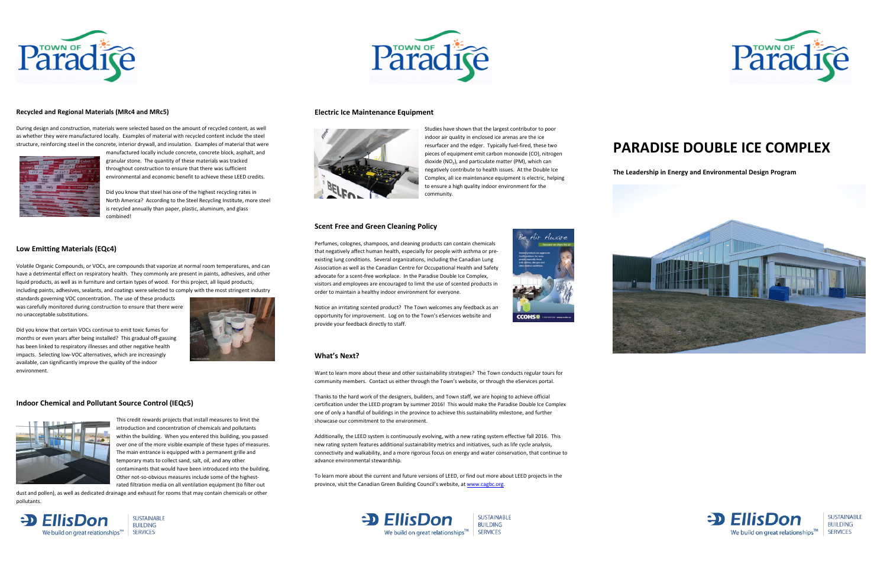## Recycled and Regional Materials (MRc4 and MRc5)

During design and construction, materials were selected based on the amount of recycled content, as well as whether they were manufactured locally. Examples of material with recycled content include the steel structure, reinforcing steel in the concrete, interior drywall, and insulation. Examples of material that were manufactured locally include concrete, concrete block, asphalt, and granular stone. The quantity of these materials was tracked throughout construction to ensure that there was sufficient environmental and economic benefit to achieve these LEED credits.

Did you know that steel has one of the highest recycling rates in North America? According to the Steel Recycling Institute, more steel is recycled annually than paper, plastic, aluminum, and glass combined!

## Low Emitting Materials (EQc4)

Volatile Organic Compounds, or VOCs, are compounds that vaporize at normal room temperatures, and can have a detrimental effect on respiratory health. They commonly are present in paints, adhesives, and other liquid products, as well as in furniture and certain types of wood. For this project, all liquid products, including paints, adhesives, sealants, and coatings were selected to comply with the most stringent industry standards governing VOC concentration. The use of these products was carefully monitored during construction to ensure that there were no unacceptable substitutions.

Did you know that certain VOCs continue to emit toxic fumes for months or even years after being installed? This gradual off-gassing has been linked to respiratory illnesses and other negative health impacts. Selecting low-VOC alternatives, which are increasingly available, can significantly improve the quality of the indoor environment.

## Indoor Chemical and Pollutant Source Control (IEQc5)

This credit rewards projects that install measures to limit the introduction and concentration of chemicals and pollutants within the building. When you entered this building, you passed over one of the more visible example of these types of measures. The main entrance is equipped with a permanent grille and temporary mats to collect sand, salt, oil, and any other contaminants that would have been introduced into the building. Other not-so-obvious measures include some of the highest-rated filtration media on all ventilation equipment (to filter out dust and pollen), as well as dedicated drainage and exhaust for rooms that may contain chemicals or other pollutants.

EllisDon — We build on great relationships™ — SUSTAINABLE BUILDING SERVICES

## Electric Ice Maintenance Equipment

Studies have shown that the largest contributor to poor indoor air quality in enclosed ice arenas are the ice resurfacer and the edger. Typically fuel-fired, these two pieces of equipment emit carbon monoxide (CO), nitrogen dioxide ($NO_2$), and particulate matter (PM), which can negatively contribute to health issues. At the Double Ice Complex, all ice maintenance equipment is electric, helping to ensure a high quality indoor environment for the community.

## Scent Free and Green Cleaning Policy

Perfumes, colognes, shampoos, and cleaning products can contain chemicals that negatively affect human health, especially for people with asthma or pre-existing lung conditions. Several organizations, including the Canadian Lung Association as well as the Canadian Centre for Occupational Health and Safety advocate for a scent-free workplace. In the Paradise Double Ice Complex, visitors and employees are encouraged to limit the use of scented products in order to maintain a healthy indoor environment for everyone.

Notice an irritating scented product? The Town welcomes any feedback as an opportunity for improvement. Log on to the Town's eServices website and provide your feedback directly to staff.

## What's Next?

Want to learn more about these and other sustainability strategies? The Town conducts regular tours for community members. Contact us either through the Town's website, or through the eServices portal.

Thanks to the hard work of the designers, builders, and Town staff, we are hoping to achieve official certification under the LEED program by summer 2016! This would make the Paradise Double Ice Complex one of only a handful of buildings in the province to achieve this sustainability milestone, and further showcase our commitment to the environment.

Additionally, the LEED system is continuously evolving, with a new rating system effective fall 2016. This new rating system features additional sustainability metrics and initiatives, such as life cycle analysis, connectivity and walkability, and a more rigorous focus on energy and water conservation, that continue to advance environmental stewardship.

To learn more about the current and future versions of LEED, or find out more about LEED projects in the province, visit the Canadian Green Building Council's website, at www.cagbc.org.

EllisDon — We build on great relationships™ — SUSTAINABLE BUILDING SERVICES

# PARADISE DOUBLE ICE COMPLEX

**The Leadership in Energy and Environmental Design Program**

EllisDon — We build on great relationships™ — SUSTAINABLE BUILDING SERVICES